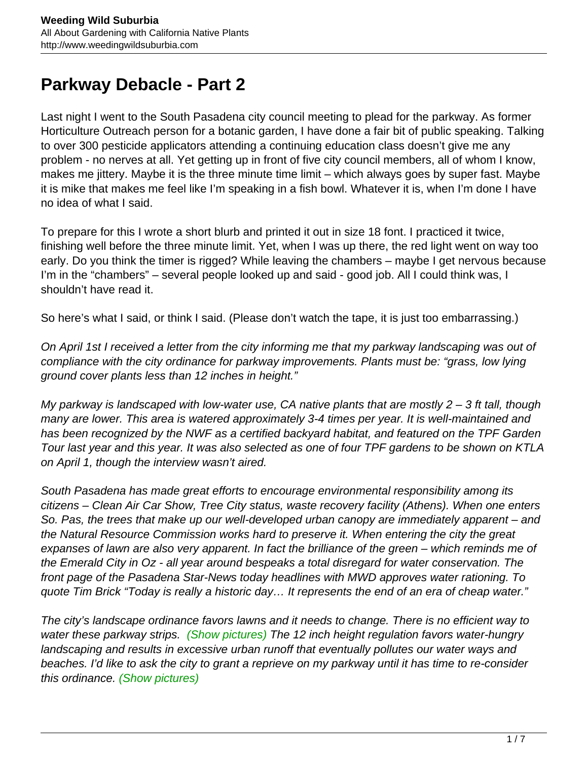# Parkway Debacle - Part 2

Last night I went to the South Pasadena city council meeting to plead for the parkway. As former Horticulture Outreach person for a botanic garden, I have done a fair bit of public speaking. Talking to over 300 pesticide applicators attending a continuing education class doesn't give me any problem - no nerves at all. Yet getting up in front of five city council members, all of whom I know, makes me jittery. Maybe it is the three minute time limit – which always goes by super fast. Maybe it is mike that makes me feel like I'm speaking in a fish bowl. Whatever it is, when I'm done I have no idea of what I said.

To prepare for this I wrote a short blurb and printed it out in size 18 font. I practiced it twice, finishing well before the three minute limit. Yet, when I was up there, the red light went on way too early. Do you think the timer is rigged? While leaving the chambers – maybe I get nervous because I'm in the "chambers" – several people looked up and said - good job. All I could think was, I shouldn't have read it.

So here's what I said, or think I said. (Please don't watch the tape, it is just too embarrassing.)

*On April 1st I received a letter from the city informing me that my parkway landscaping was out of compliance with the city ordinance for parkway improvements. Plants must be: "grass, low lying ground cover plants less than 12 inches in height."*

*My parkway is landscaped with low-water use, CA native plants that are mostly 2 – 3 ft tall, though many are lower. This area is watered approximately 3-4 times per year. It is well-maintained and has been recognized by the NWF as a certified backyard habitat, and featured on the TPF Garden Tour last year and this year. It was also selected as one of four TPF gardens to be shown on KTLA on April 1, though the interview wasn't aired.*

*South Pasadena has made great efforts to encourage environmental responsibility among its citizens – Clean Air Car Show, Tree City status, waste recovery facility (Athens). When one enters So. Pas, the trees that make up our well-developed urban canopy are immediately apparent – and the Natural Resource Commission works hard to preserve it. When entering the city the great expanses of lawn are also very apparent. In fact the brilliance of the green – which reminds me of the Emerald City in Oz - all year around bespeaks a total disregard for water conservation. The front page of the Pasadena Star-News today headlines with MWD approves water rationing. To quote Tim Brick "Today is really a historic day… It represents the end of an era of cheap water."*

*The city's landscape ordinance favors lawns and it needs to change. There is no efficient way to water these parkway strips. (Show pictures) The 12 inch height regulation favors water-hungry landscaping and results in excessive urban runoff that eventually pollutes our water ways and beaches. I'd like to ask the city to grant a reprieve on my parkway until it has time to re-consider this ordinance. (Show pictures)*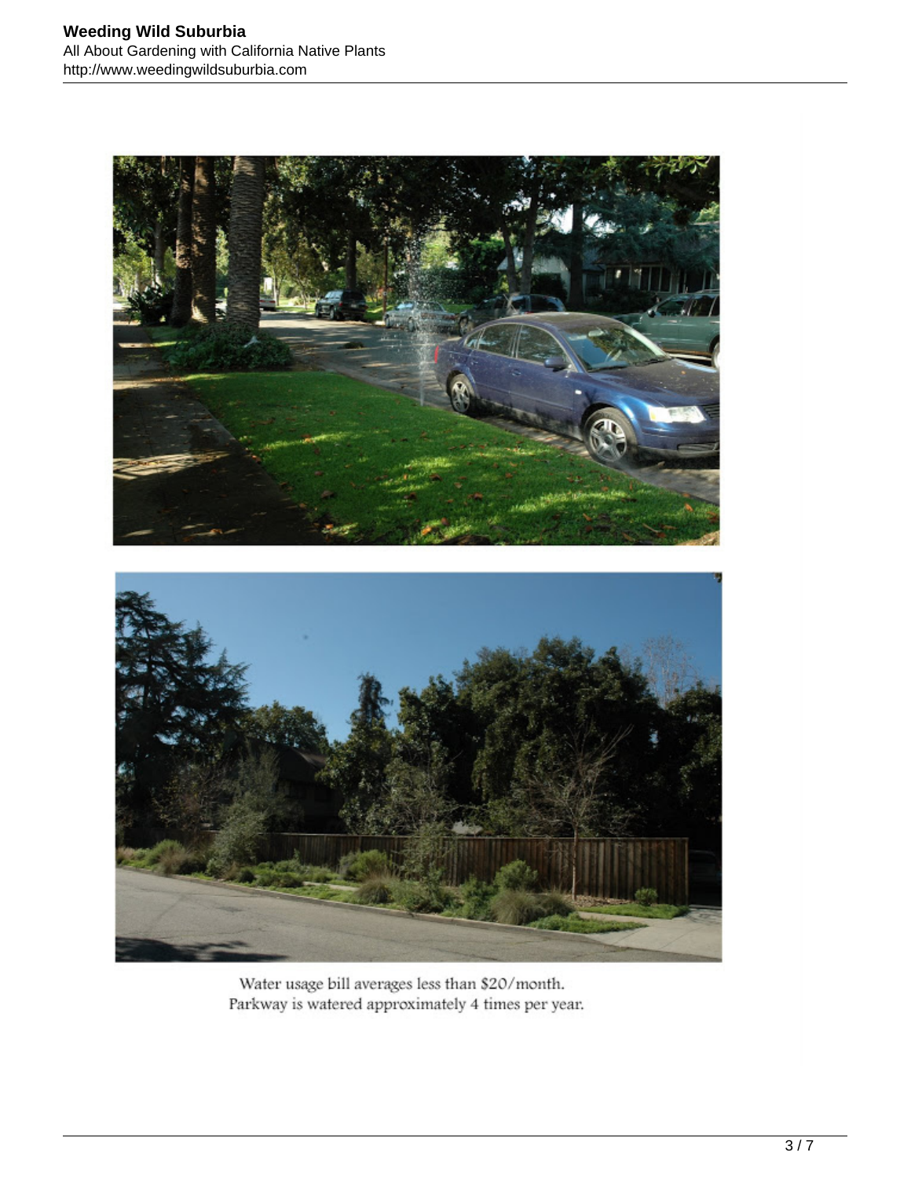Water usage bill averages less than $20/month.
Parkway is watered approximately 4 times per year.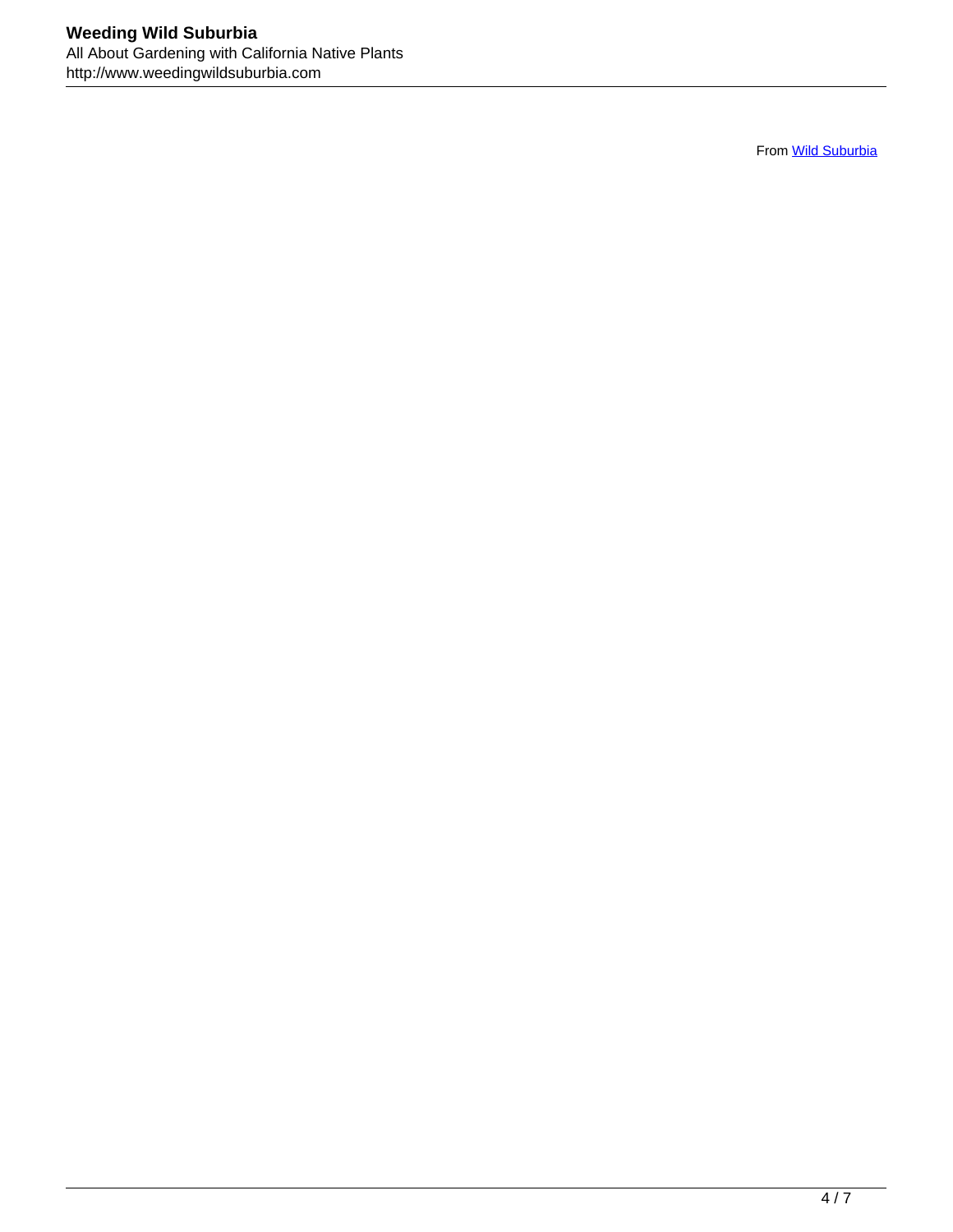From [Wild Suburbia](Wild Suburbia)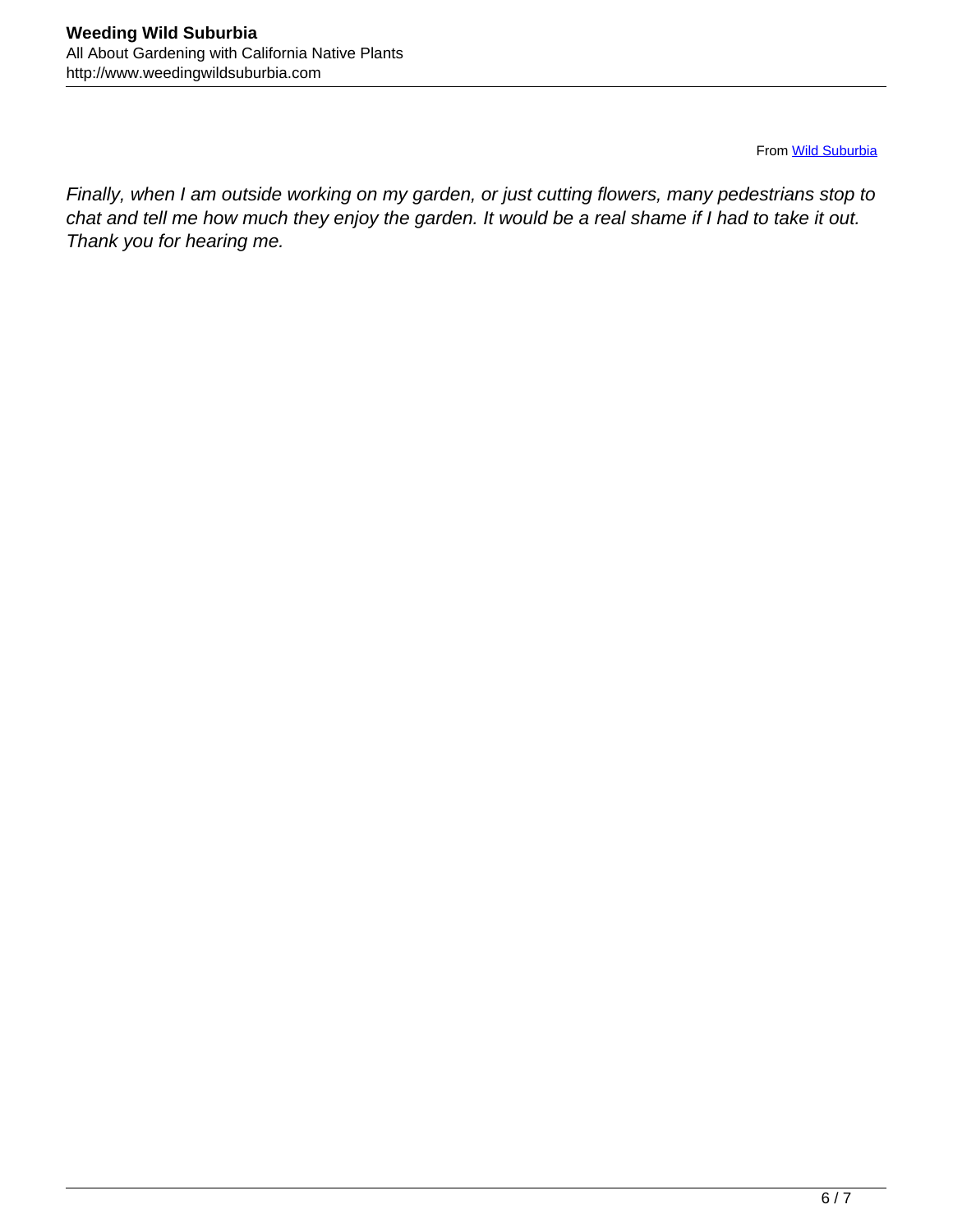From [Wild Suburbia](http://www.weedingwildsuburbia.com)

*Finally, when I am outside working on my garden, or just cutting flowers, many pedestrians stop to chat and tell me how much they enjoy the garden. It would be a real shame if I had to take it out. Thank you for hearing me.*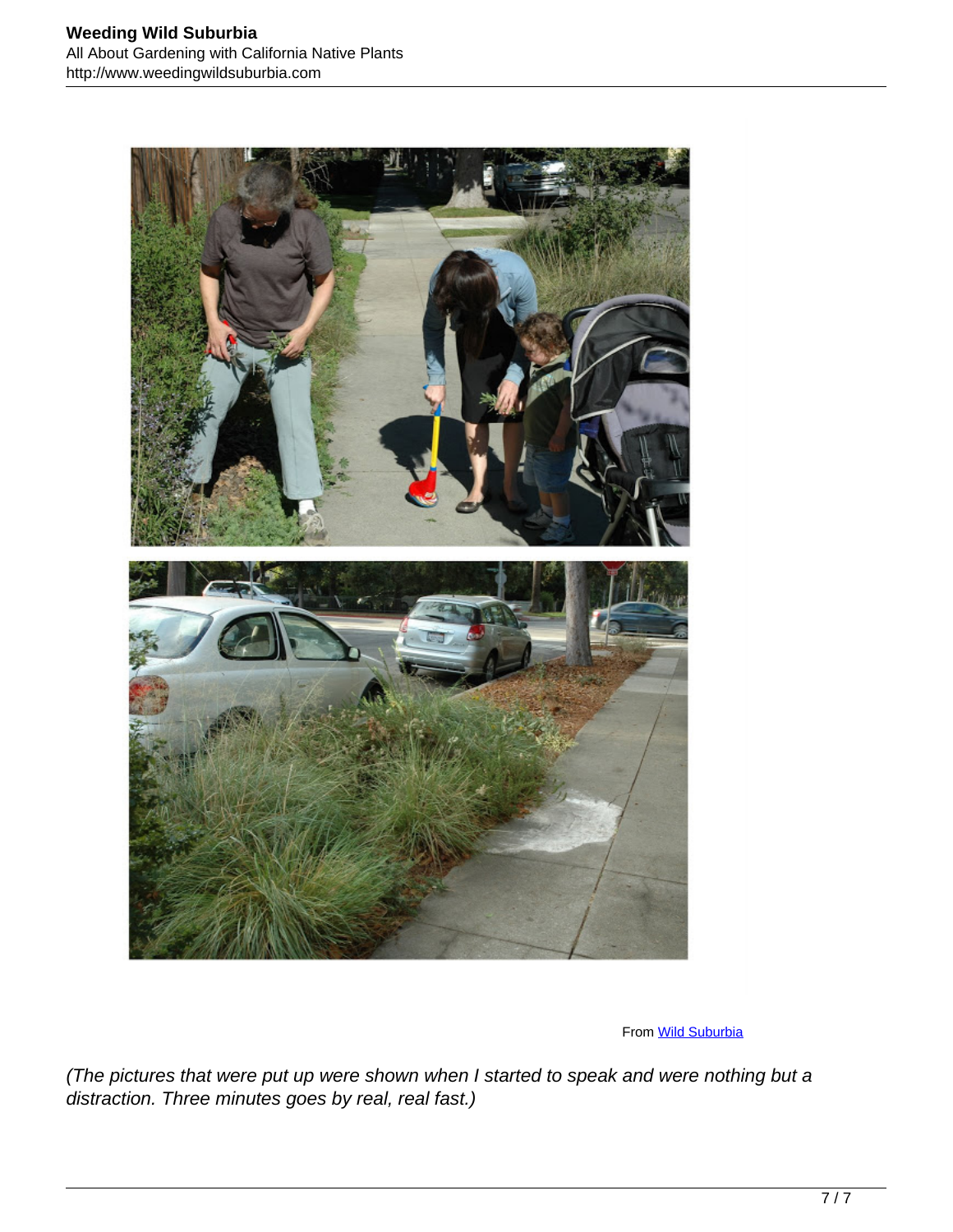From [Wild Suburbia](http://www.weedingwildsuburbia.com)

*(The pictures that were put up were shown when I started to speak and were nothing but a distraction. Three minutes goes by real, real fast.)*